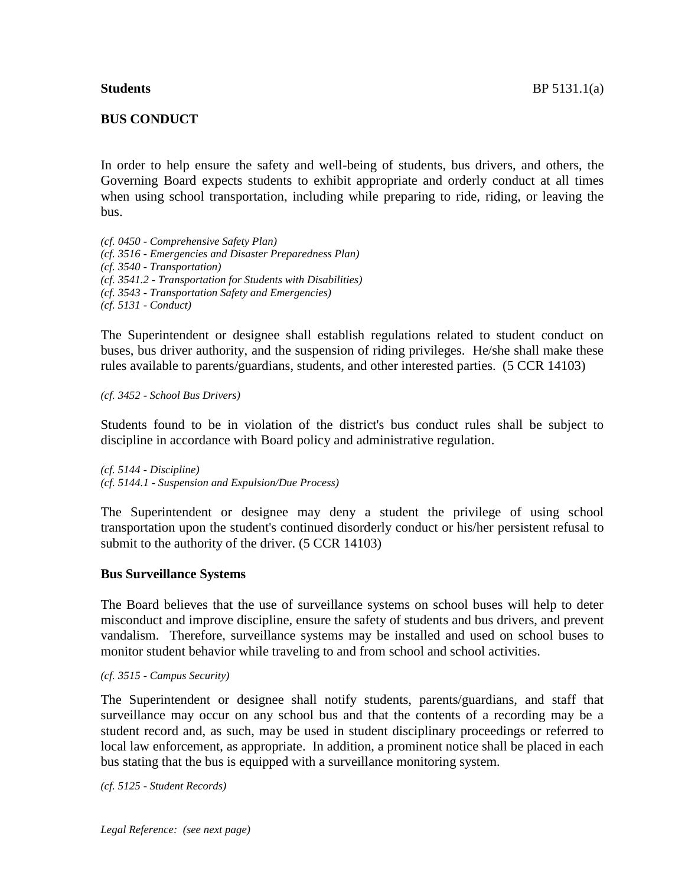**Students** BP 5131.1(a)

## BUS CONDUCT

In order to help ensure the safety and well-being of students, bus drivers, and others, the Governing Board expects students to exhibit appropriate and orderly conduct at all times when using school transportation, including while preparing to ride, riding, or leaving the bus.

*(cf. 0450 - Comprehensive Safety Plan)*
*(cf. 3516 - Emergencies and Disaster Preparedness Plan)*
*(cf. 3540 - Transportation)*
*(cf. 3541.2 - Transportation for Students with Disabilities)*
*(cf. 3543 - Transportation Safety and Emergencies)*
*(cf. 5131 - Conduct)*

The Superintendent or designee shall establish regulations related to student conduct on buses, bus driver authority, and the suspension of riding privileges. He/she shall make these rules available to parents/guardians, students, and other interested parties. (5 CCR 14103)

*(cf. 3452 - School Bus Drivers)*

Students found to be in violation of the district's bus conduct rules shall be subject to discipline in accordance with Board policy and administrative regulation.

*(cf. 5144 - Discipline)*
*(cf. 5144.1 - Suspension and Expulsion/Due Process)*

The Superintendent or designee may deny a student the privilege of using school transportation upon the student's continued disorderly conduct or his/her persistent refusal to submit to the authority of the driver. (5 CCR 14103)

### Bus Surveillance Systems

The Board believes that the use of surveillance systems on school buses will help to deter misconduct and improve discipline, ensure the safety of students and bus drivers, and prevent vandalism. Therefore, surveillance systems may be installed and used on school buses to monitor student behavior while traveling to and from school and school activities.

*(cf. 3515 - Campus Security)*

The Superintendent or designee shall notify students, parents/guardians, and staff that surveillance may occur on any school bus and that the contents of a recording may be a student record and, as such, may be used in student disciplinary proceedings or referred to local law enforcement, as appropriate. In addition, a prominent notice shall be placed in each bus stating that the bus is equipped with a surveillance monitoring system.

*(cf. 5125 - Student Records)*

*Legal Reference: (see next page)*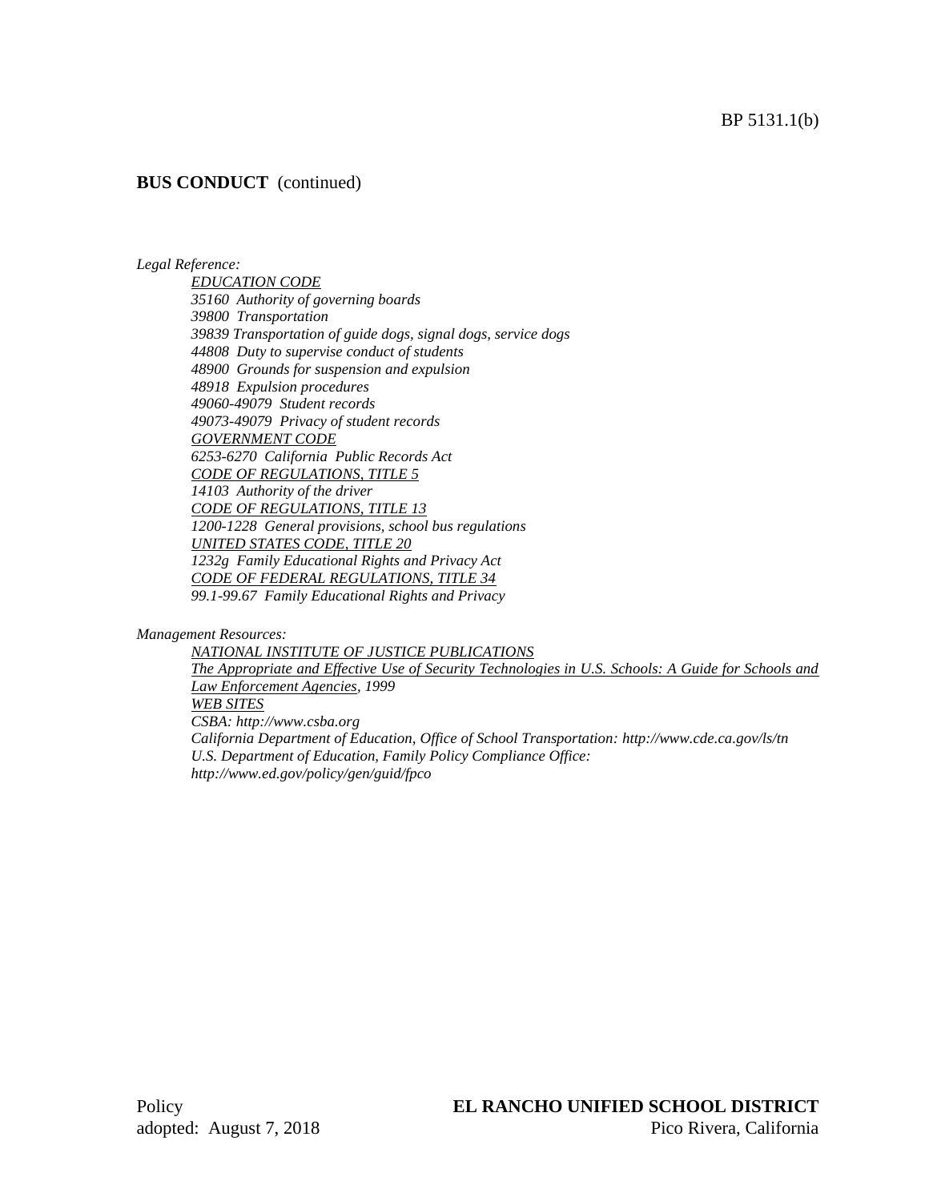**BUS CONDUCT** (continued)

*Legal Reference:*

<u>*EDUCATION CODE*</u>
*35160 Authority of governing boards*
*39800 Transportation*
*39839 Transportation of guide dogs, signal dogs, service dogs*
*44808 Duty to supervise conduct of students*
*48900 Grounds for suspension and expulsion*
*48918 Expulsion procedures*
*49060-49079 Student records*
*49073-49079 Privacy of student records*
<u>*GOVERNMENT CODE*</u>
*6253-6270 California Public Records Act*
<u>*CODE OF REGULATIONS, TITLE 5*</u>
*14103 Authority of the driver*
<u>*CODE OF REGULATIONS, TITLE 13*</u>
*1200-1228 General provisions, school bus regulations*
<u>*UNITED STATES CODE, TITLE 20*</u>
*1232g Family Educational Rights and Privacy Act*
<u>*CODE OF FEDERAL REGULATIONS, TITLE 34*</u>
*99.1-99.67 Family Educational Rights and Privacy*

*Management Resources:*

<u>*NATIONAL INSTITUTE OF JUSTICE PUBLICATIONS*</u>
<u>*The Appropriate and Effective Use of Security Technologies in U.S. Schools: A Guide for Schools and Law Enforcement Agencies*</u>*, 1999*
<u>*WEB SITES*</u>
*CSBA: http://www.csba.org*
*California Department of Education, Office of School Transportation: http://www.cde.ca.gov/ls/tn*
*U.S. Department of Education, Family Policy Compliance Office: http://www.ed.gov/policy/gen/guid/fpco*

Policy
adopted: August 7, 2018

**EL RANCHO UNIFIED SCHOOL DISTRICT**
Pico Rivera, California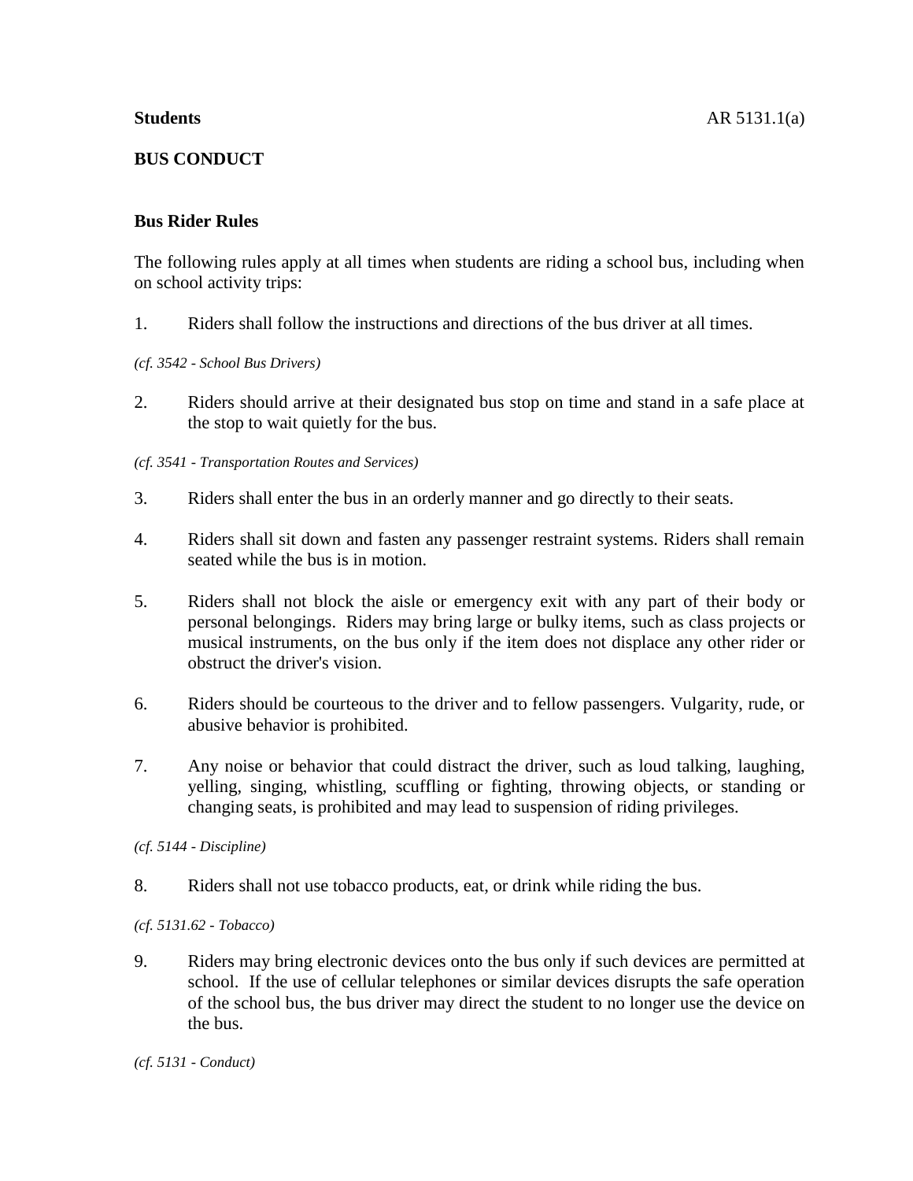**Students** AR 5131.1(a)

**BUS CONDUCT**

## Bus Rider Rules

The following rules apply at all times when students are riding a school bus, including when on school activity trips:

1. Riders shall follow the instructions and directions of the bus driver at all times.

*(cf. 3542 - School Bus Drivers)*

2. Riders should arrive at their designated bus stop on time and stand in a safe place at the stop to wait quietly for the bus.

*(cf. 3541 - Transportation Routes and Services)*

3. Riders shall enter the bus in an orderly manner and go directly to their seats.

4. Riders shall sit down and fasten any passenger restraint systems. Riders shall remain seated while the bus is in motion.

5. Riders shall not block the aisle or emergency exit with any part of their body or personal belongings. Riders may bring large or bulky items, such as class projects or musical instruments, on the bus only if the item does not displace any other rider or obstruct the driver's vision.

6. Riders should be courteous to the driver and to fellow passengers. Vulgarity, rude, or abusive behavior is prohibited.

7. Any noise or behavior that could distract the driver, such as loud talking, laughing, yelling, singing, whistling, scuffling or fighting, throwing objects, or standing or changing seats, is prohibited and may lead to suspension of riding privileges.

*(cf. 5144 - Discipline)*

8. Riders shall not use tobacco products, eat, or drink while riding the bus.

*(cf. 5131.62 - Tobacco)*

9. Riders may bring electronic devices onto the bus only if such devices are permitted at school. If the use of cellular telephones or similar devices disrupts the safe operation of the school bus, the bus driver may direct the student to no longer use the device on the bus.

*(cf. 5131 - Conduct)*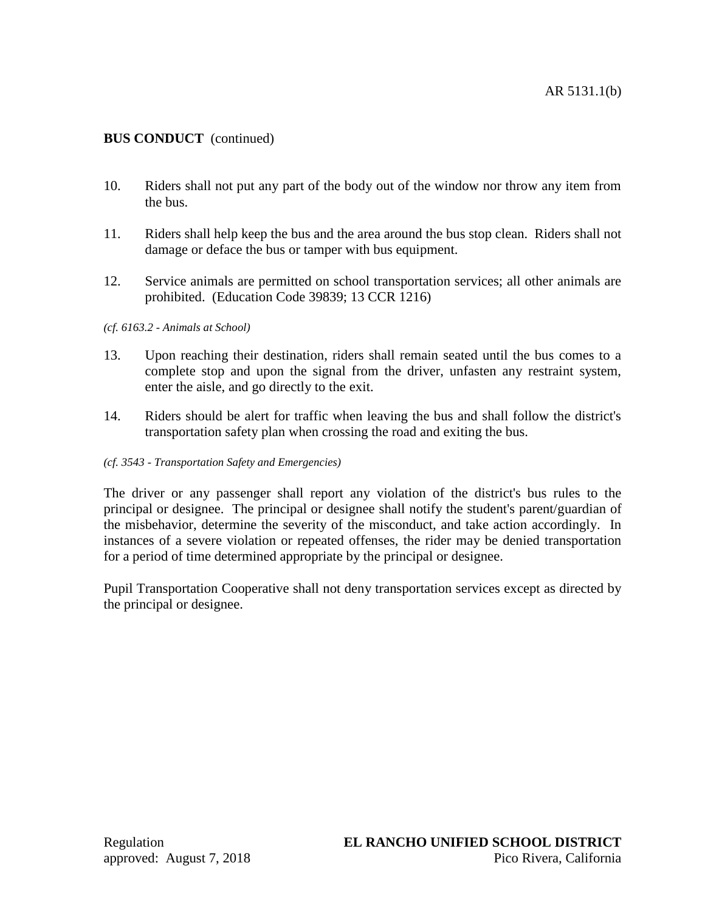**BUS CONDUCT** (continued)

10. Riders shall not put any part of the body out of the window nor throw any item from the bus.

11. Riders shall help keep the bus and the area around the bus stop clean. Riders shall not damage or deface the bus or tamper with bus equipment.

12. Service animals are permitted on school transportation services; all other animals are prohibited. (Education Code 39839; 13 CCR 1216)

*(cf. 6163.2 - Animals at School)*

13. Upon reaching their destination, riders shall remain seated until the bus comes to a complete stop and upon the signal from the driver, unfasten any restraint system, enter the aisle, and go directly to the exit.

14. Riders should be alert for traffic when leaving the bus and shall follow the district's transportation safety plan when crossing the road and exiting the bus.

*(cf. 3543 - Transportation Safety and Emergencies)*

The driver or any passenger shall report any violation of the district's bus rules to the principal or designee. The principal or designee shall notify the student's parent/guardian of the misbehavior, determine the severity of the misconduct, and take action accordingly. In instances of a severe violation or repeated offenses, the rider may be denied transportation for a period of time determined appropriate by the principal or designee.

Pupil Transportation Cooperative shall not deny transportation services except as directed by the principal or designee.

Regulation
approved: August 7, 2018

**EL RANCHO UNIFIED SCHOOL DISTRICT**
Pico Rivera, California